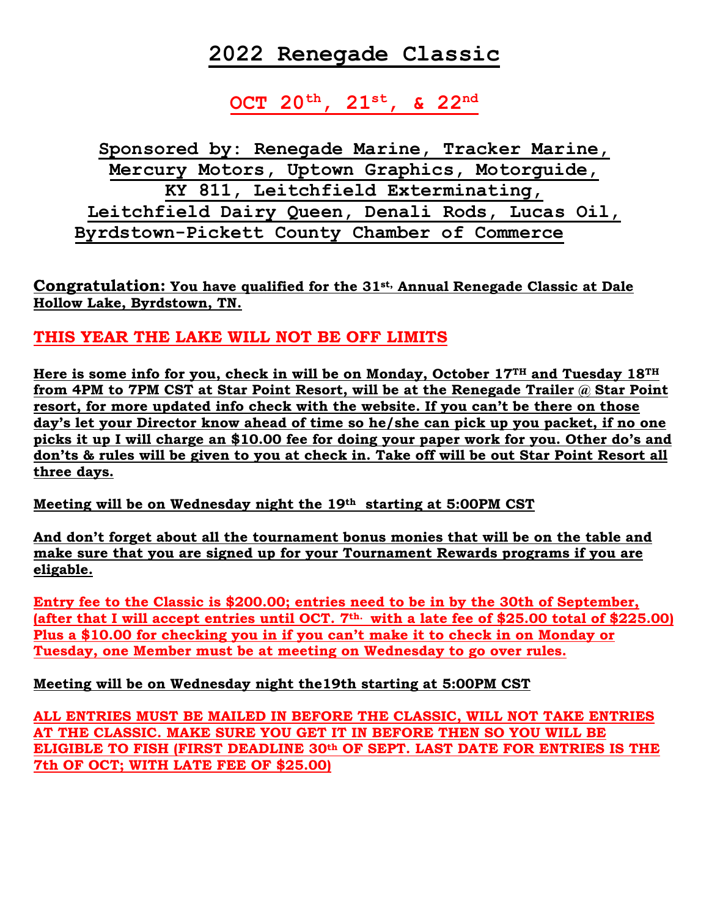# 2022 Renegade Classic

## OCT 20th, 21st, & 22nd

**Sponsored by: Renegade Marine, Tracker Marine, Mercury Motors, Uptown Graphics, Motorguide, KY 811, Leitchfield Exterminating, Leitchfield Dairy Queen, Denali Rods, Lucas Oil, Byrdstown-Pickett County Chamber of Commerce**

**Congratulation: You have qualified for the 31st, Annual Renegade Classic at Dale Hollow Lake, Byrdstown, TN.**

**THIS YEAR THE LAKE WILL NOT BE OFF LIMITS**

**Here is some info for you, check in will be on Monday, October 17TH and Tuesday 18TH from 4PM to 7PM CST at Star Point Resort, will be at the Renegade Trailer @ Star Point resort, for more updated info check with the website. If you can't be there on those day's let your Director know ahead of time so he/she can pick up you packet, if no one picks it up I will charge an $10.00 fee for doing your paper work for you. Other do's and don'ts & rules will be given to you at check in. Take off will be out Star Point Resort all three days.**

**Meeting will be on Wednesday night the 19th starting at 5:00PM CST**

**And don't forget about all the tournament bonus monies that will be on the table and make sure that you are signed up for your Tournament Rewards programs if you are eligable.**

**Entry fee to the Classic is $200.00; entries need to be in by the 30th of September, (after that I will accept entries until OCT. 7th. with a late fee of $25.00 total of $225.00) Plus a $10.00 for checking you in if you can't make it to check in on Monday or Tuesday, one Member must be at meeting on Wednesday to go over rules.**

**Meeting will be on Wednesday night the19th starting at 5:00PM CST**

**ALL ENTRIES MUST BE MAILED IN BEFORE THE CLASSIC, WILL NOT TAKE ENTRIES AT THE CLASSIC. MAKE SURE YOU GET IT IN BEFORE THEN SO YOU WILL BE ELIGIBLE TO FISH (FIRST DEADLINE 30th OF SEPT. LAST DATE FOR ENTRIES IS THE 7th OF OCT; WITH LATE FEE OF $25.00)**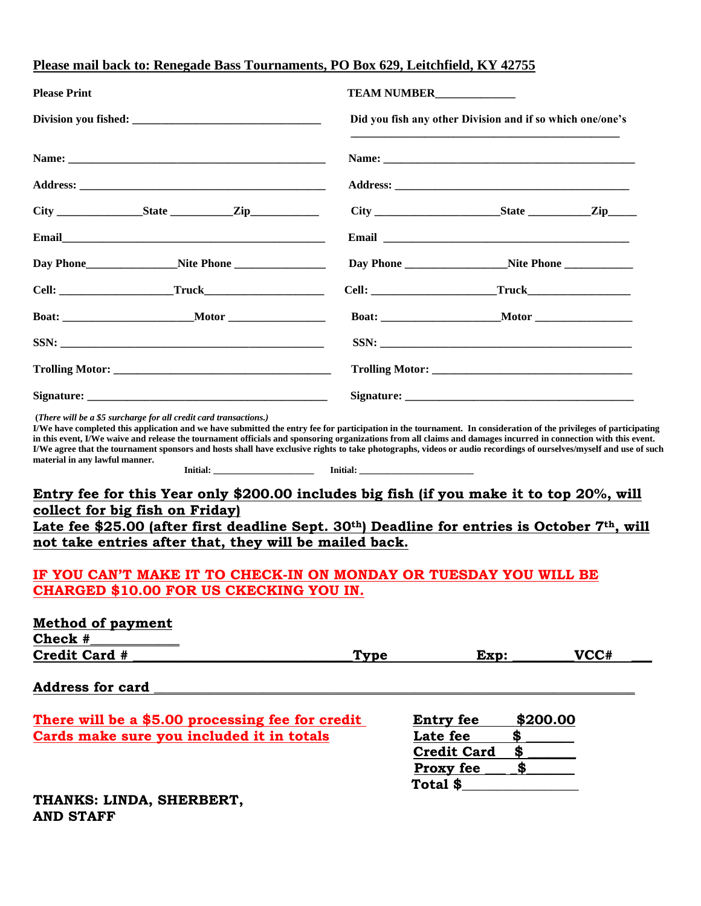**Please mail back to: Renegade Bass Tournaments, PO Box 629, Leitchfield, KY 42755**

**Please Print**

**TEAM NUMBER_____________**

**Division you fished: ________________________________**

**Did you fish any other Division and if so which one/one's**
**______________________________________________**

| | |
|---|---|
| **Name: ______________________________________________** | **Name: ______________________________________________** |
| **Address: ____________________________________________** | **Address: ____________________________________________** |
| **City ______________State __________Zip___________** | **City ____________________State __________Zip_____** |
| **Email_____________________________________________** | **Email ____________________________________________** |
| **Day Phone_______________Nite Phone _______________** | **Day Phone _________________Nite Phone ___________** |
| **Cell: __________________Truck____________________** | **Cell: _____________________Truck_________________** |
| **Boat: _____________________Motor ________________** | **Boat: ___________________Motor ________________** |
| **SSN: _____________________________________________** | **SSN: _____________________________________________** |
| **Trolling Motor: ______________________________________** | **Trolling Motor: __________________________________** |
| **Signature: __________________________________________** | **Signature: ________________________________________** |

(*There will be a $5 surcharge for all credit card transactions.)*

**I/We have completed this application and we have submitted the entry fee for participation in the tournament. In consideration of the privileges of participating in this event, I/We waive and release the tournament officials and sponsoring organizations from all claims and damages incurred in connection with this event. I/We agree that the tournament sponsors and hosts shall have exclusive rights to take photographs, videos or audio recordings of ourselves/myself and use of such material in any lawful manner.**

**Initial: ____________________ Initial: ______________________**

**Entry fee for this Year only $200.00 includes big fish (if you make it to top 20%, will collect for big fish on Friday)**

**Late fee $25.00 (after first deadline Sept. 30th) Deadline for entries is October 7th, will not take entries after that, they will be mailed back.**

**IF YOU CAN'T MAKE IT TO CHECK-IN ON MONDAY OR TUESDAY YOU WILL BE CHARGED $10.00 FOR US CKECKING YOU IN.**

**Method of payment**

**Check #_____________**

**Credit Card # ______________________________Type ______________Exp: ________VCC# ___**

**Address for card ____________________________________________________________________**

**There will be a $5.00 processing fee for credit Cards make sure you included it in totals**

| | |
|---|---|
| **Entry fee** | **$200.00** |
| **Late fee** | **$ _______** |
| **Credit Card** | **$ _______** |
| **Proxy fee ___** | **$_______** |
| **Total $_________________** | |

**THANKS: LINDA, SHERBERT, AND STAFF**